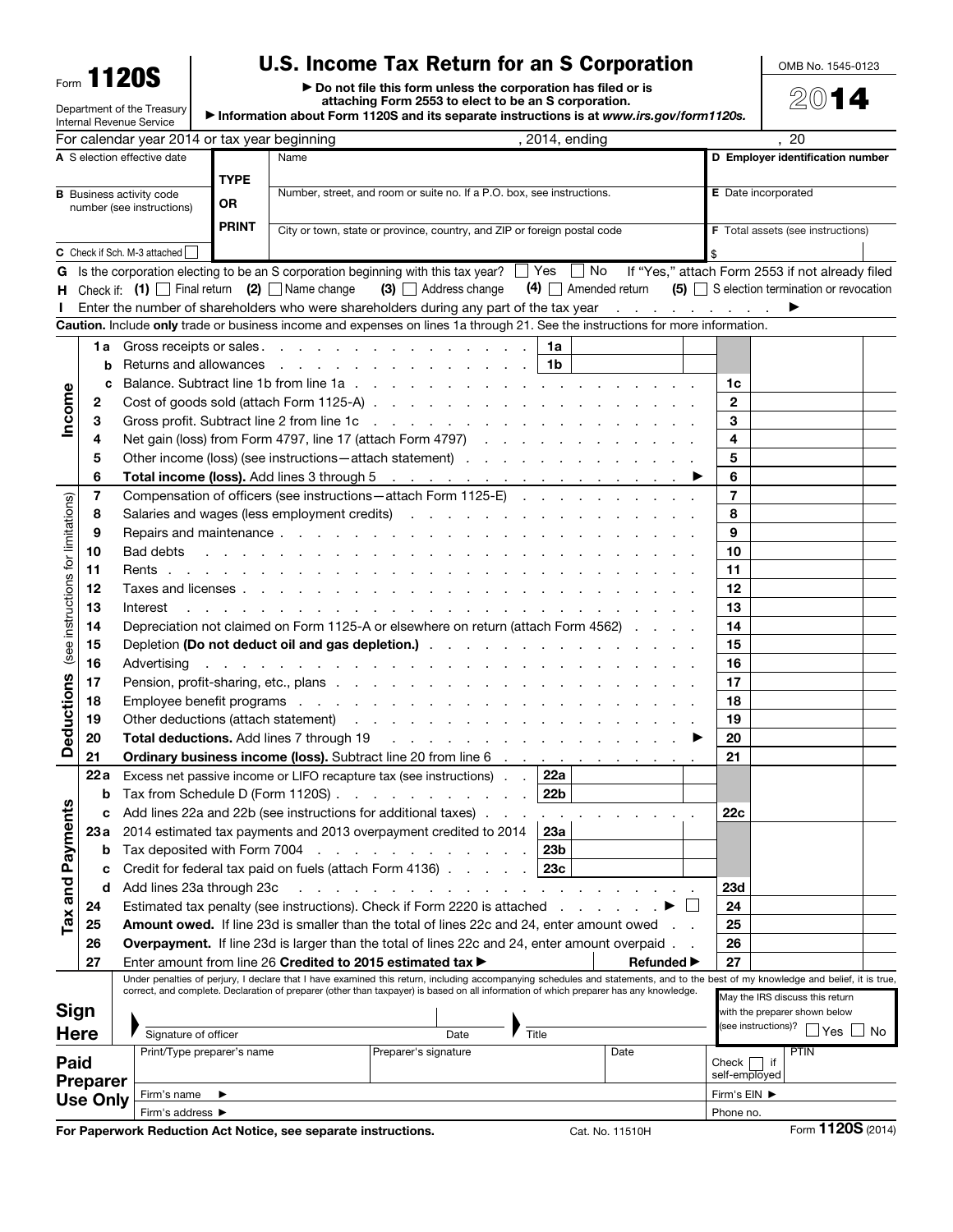# Form 1120S

**U.S. Income Tax Return for an S Corporation**

Department of the Treasury
Internal Revenue Service

► Do not file this form unless the corporation has filed or is attaching Form 2553 to elect to be an S corporation.
► Information about Form 1120S and its separate instructions is at *www.irs.gov/form1120s*.

OMB No. 1545-0123

**2014**

For calendar year 2014 or tax year beginning , 2014, ending , 20

| | | |
|---|---|---|
| **A** S election effective date | TYPE OR PRINT — Name | **D** Employer identification number |
| **B** Business activity code number (see instructions) | Number, street, and room or suite no. If a P.O. box, see instructions. | **E** Date incorporated |
| **C** Check if Sch. M-3 attached ☐ | City or town, state or province, country, and ZIP or foreign postal code | **F** Total assets (see instructions) $ |

**G** Is the corporation electing to be an S corporation beginning with this tax year? ☐ Yes ☐ No If "Yes," attach Form 2553 if not already filed

**H** Check if: **(1)** ☐ Final return **(2)** ☐ Name change **(3)** ☐ Address change **(4)** ☐ Amended return **(5)** ☐ S election termination or revocation

**I** Enter the number of shareholders who were shareholders during any part of the tax year . . . . . . . . . ►

**Caution.** Include **only** trade or business income and expenses on lines 1a through 21. See the instructions for more information.

## Income

| Line | Description | | |
|---|---|---|---|
| 1a | Gross receipts or sales | 1a | |
| b | Returns and allowances | 1b | |
| c | Balance. Subtract line 1b from line 1a | | 1c |
| 2 | Cost of goods sold (attach Form 1125-A) | | 2 |
| 3 | Gross profit. Subtract line 2 from line 1c | | 3 |
| 4 | Net gain (loss) from Form 4797, line 17 (attach Form 4797) | | 4 |
| 5 | Other income (loss) (see instructions—attach statement) | | 5 |
| 6 | **Total income (loss).** Add lines 3 through 5 ► | | 6 |

## Deductions (see instructions for limitations)

| Line | Description | |
|---|---|---|
| 7 | Compensation of officers (see instructions—attach Form 1125-E) | 7 |
| 8 | Salaries and wages (less employment credits) | 8 |
| 9 | Repairs and maintenance | 9 |
| 10 | Bad debts | 10 |
| 11 | Rents | 11 |
| 12 | Taxes and licenses | 12 |
| 13 | Interest | 13 |
| 14 | Depreciation not claimed on Form 1125-A or elsewhere on return (attach Form 4562) | 14 |
| 15 | Depletion **(Do not deduct oil and gas depletion.)** | 15 |
| 16 | Advertising | 16 |
| 17 | Pension, profit-sharing, etc., plans | 17 |
| 18 | Employee benefit programs | 18 |
| 19 | Other deductions (attach statement) | 19 |
| 20 | **Total deductions.** Add lines 7 through 19 ► | 20 |
| 21 | **Ordinary business income (loss).** Subtract line 20 from line 6 | 21 |

## Tax and Payments

| Line | Description | | |
|---|---|---|---|
| 22a | Excess net passive income or LIFO recapture tax (see instructions) | 22a | |
| b | Tax from Schedule D (Form 1120S) | 22b | |
| c | Add lines 22a and 22b (see instructions for additional taxes) | | 22c |
| 23a | 2014 estimated tax payments and 2013 overpayment credited to 2014 | 23a | |
| b | Tax deposited with Form 7004 | 23b | |
| c | Credit for federal tax paid on fuels (attach Form 4136) | 23c | |
| d | Add lines 23a through 23c | | 23d |
| 24 | Estimated tax penalty (see instructions). Check if Form 2220 is attached ► ☐ | | 24 |
| 25 | **Amount owed.** If line 23d is smaller than the total of lines 22c and 24, enter amount owed | | 25 |
| 26 | **Overpayment.** If line 23d is larger than the total of lines 22c and 24, enter amount overpaid | | 26 |
| 27 | Enter amount from line 26 **Credited to 2015 estimated tax ►** Refunded ► | | 27 |

## Sign Here

Under penalties of perjury, I declare that I have examined this return, including accompanying schedules and statements, and to the best of my knowledge and belief, it is true, correct, and complete. Declaration of preparer (other than taxpayer) is based on all information of which preparer has any knowledge.

► Signature of officer Date ► Title

May the IRS discuss this return with the preparer shown below (see instructions)? ☐ Yes ☐ No

## Paid Preparer Use Only

| Print/Type preparer's name | Preparer's signature | Date | Check ☐ if self-employed | PTIN |
|---|---|---|---|---|
| Firm's name ► | | | Firm's EIN ► | |
| Firm's address ► | | | Phone no. | |

**For Paperwork Reduction Act Notice, see separate instructions.** Cat. No. 11510H Form **1120S** (2014)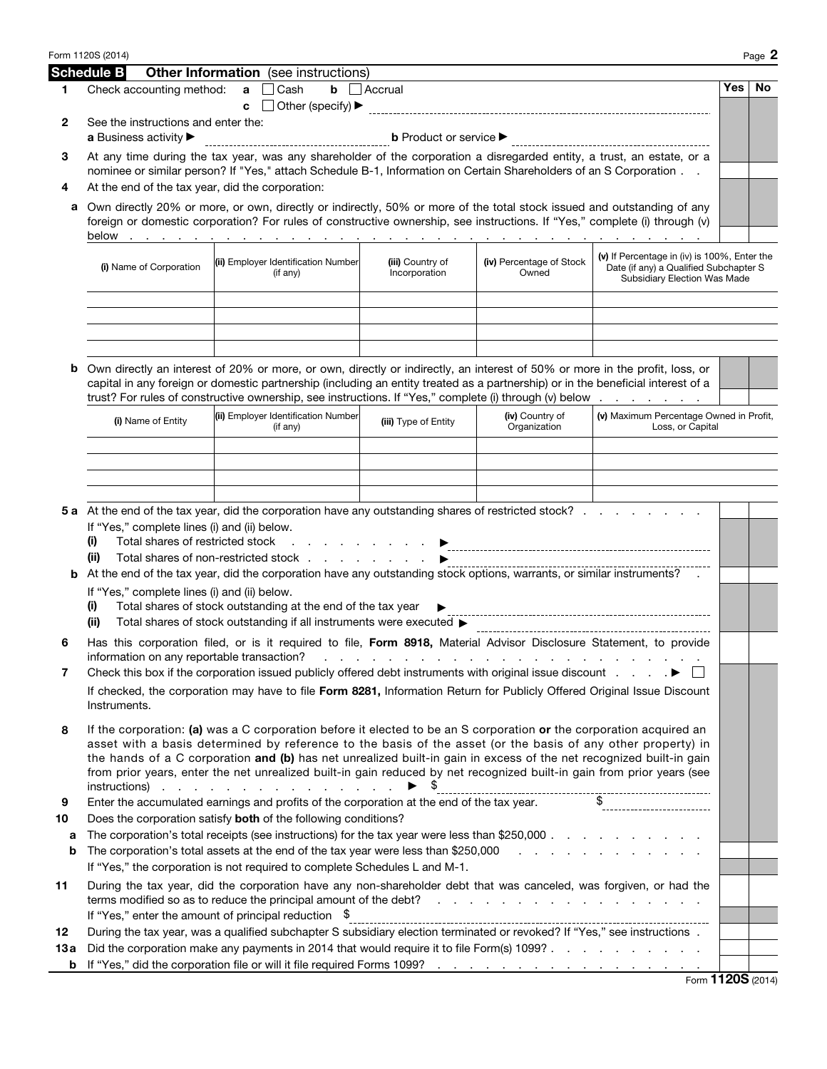Form 1120S (2014)

## Schedule B Other Information (see instructions)

| | | Yes | No |
|---|---|---|---|
| **1** | Check accounting method: **a** ☐ Cash **b** ☐ Accrual **c** ☐ Other (specify) ▶ | | |
| **2** | See the instructions and enter the: **a** Business activity ▶ **b** Product or service ▶ | | |
| **3** | At any time during the tax year, was any shareholder of the corporation a disregarded entity, a trust, an estate, or a nominee or similar person? If "Yes," attach Schedule B-1, Information on Certain Shareholders of an S Corporation | | |
| **4** | At the end of the tax year, did the corporation: | | |
| **a** | Own directly 20% or more, or own, directly or indirectly, 50% or more of the total stock issued and outstanding of any foreign or domestic corporation? For rules of constructive ownership, see instructions. If "Yes," complete (i) through (v) below | | |

| (i) Name of Corporation | (ii) Employer Identification Number (if any) | (iii) Country of Incorporation | (iv) Percentage of Stock Owned | (v) If Percentage in (iv) is 100%, Enter the Date (if any) a Qualified Subchapter S Subsidiary Election Was Made |
|---|---|---|---|---|
| | | | | |
| | | | | |
| | | | | |
| | | | | |

| | | Yes | No |
|---|---|---|---|
| **b** | Own directly an interest of 20% or more, or own, directly or indirectly, an interest of 50% or more in the profit, loss, or capital in any foreign or domestic partnership (including an entity treated as a partnership) or in the beneficial interest of a trust? For rules of constructive ownership, see instructions. If "Yes," complete (i) through (v) below | | |

| (i) Name of Entity | (ii) Employer Identification Number (if any) | (iii) Type of Entity | (iv) Country of Organization | (v) Maximum Percentage Owned in Profit, Loss, or Capital |
|---|---|---|---|---|
| | | | | |
| | | | | |
| | | | | |
| | | | | |

| | | Yes | No |
|---|---|---|---|
| **5a** | At the end of the tax year, did the corporation have any outstanding shares of restricted stock? | | |
| | If "Yes," complete lines (i) and (ii) below.<br>(i) Total shares of restricted stock ▶<br>(ii) Total shares of non-restricted stock ▶ | | |
| **b** | At the end of the tax year, did the corporation have any outstanding stock options, warrants, or similar instruments? | | |
| | If "Yes," complete lines (i) and (ii) below.<br>(i) Total shares of stock outstanding at the end of the tax year ▶<br>(ii) Total shares of stock outstanding if all instruments were executed ▶ | | |
| **6** | Has this corporation filed, or is it required to file, **Form 8918,** Material Advisor Disclosure Statement, to provide information on any reportable transaction? | | |
| **7** | Check this box if the corporation issued publicly offered debt instruments with original issue discount ▶ ☐<br>If checked, the corporation may have to file **Form 8281,** Information Return for Publicly Offered Original Issue Discount Instruments. | | |
| **8** | If the corporation: **(a)** was a C corporation before it elected to be an S corporation **or** the corporation acquired an asset with a basis determined by reference to the basis of the asset (or the basis of any other property) in the hands of a C corporation **and (b)** has net unrealized built-in gain in excess of the net recognized built-in gain from prior years, enter the net unrealized built-in gain reduced by net recognized built-in gain from prior years (see instructions) ▶ $ | | |
| **9** | Enter the accumulated earnings and profits of the corporation at the end of the tax year. $ | | |
| **10** | Does the corporation satisfy **both** of the following conditions? | | |
| **a** | The corporation's total receipts (see instructions) for the tax year were less than $250,000 | | |
| **b** | The corporation's total assets at the end of the tax year were less than $250,000 | | |
| | If "Yes," the corporation is not required to complete Schedules L and M-1. | | |
| **11** | During the tax year, did the corporation have any non-shareholder debt that was canceled, was forgiven, or had the terms modified so as to reduce the principal amount of the debt? | | |
| | If "Yes," enter the amount of principal reduction $ | | |
| **12** | During the tax year, was a qualified subchapter S subsidiary election terminated or revoked? If "Yes," see instructions | | |
| **13a** | Did the corporation make any payments in 2014 that would require it to file Form(s) 1099? | | |
| **b** | If "Yes," did the corporation file or will it file required Forms 1099? | | |

Form **1120S** (2014)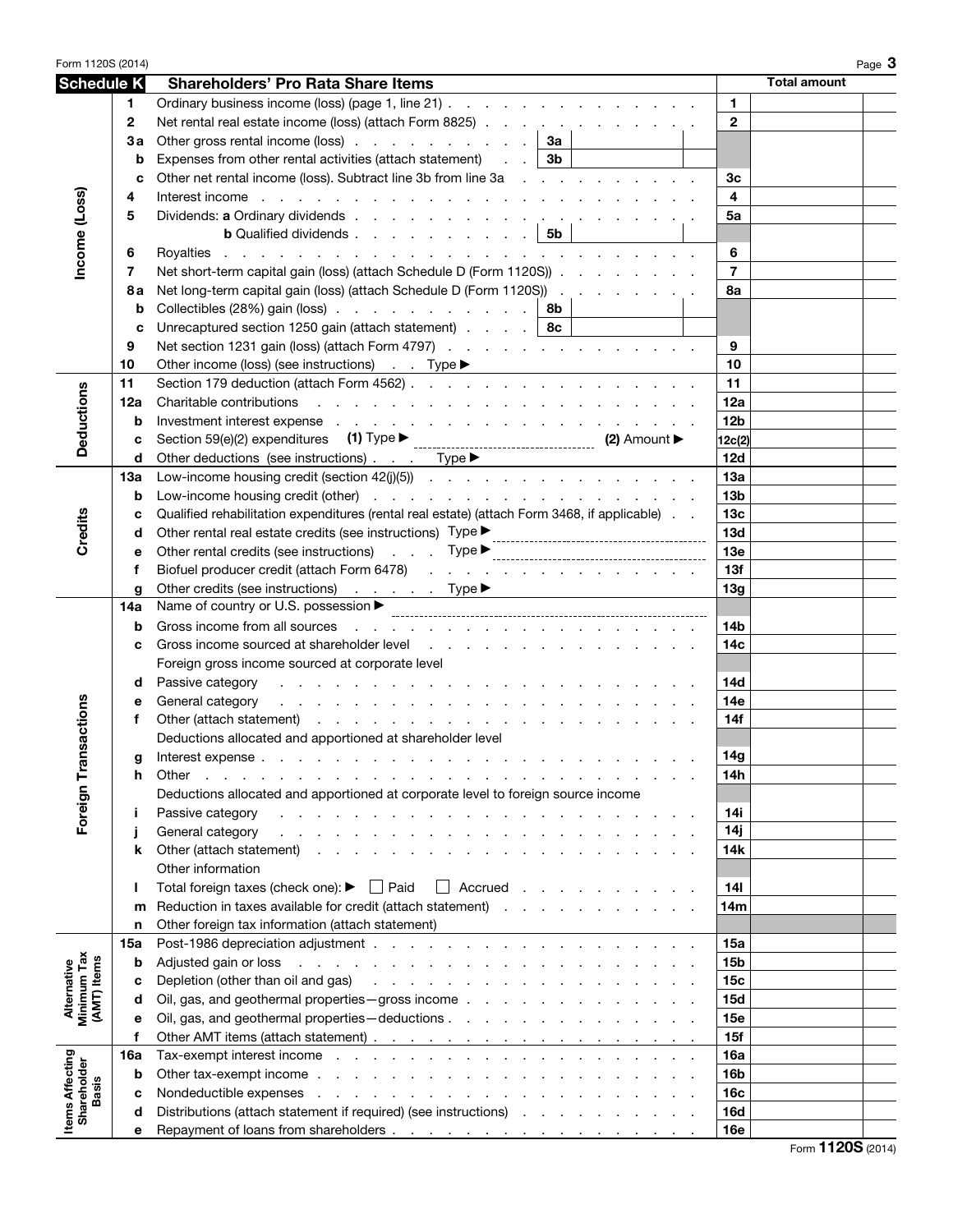## Schedule K — Shareholders' Pro Rata Share Items

| Section | Line | Description | | Line | Total amount |
|---|---|---|---|---|---|
| Income (Loss) | 1 | Ordinary business income (loss) (page 1, line 21) | | 1 | |
| | 2 | Net rental real estate income (loss) (attach Form 8825) | | 2 | |
| | 3a | Other gross rental income (loss) | 3a | | |
| | b | Expenses from other rental activities (attach statement) | 3b | | |
| | c | Other net rental income (loss). Subtract line 3b from line 3a | | 3c | |
| | 4 | Interest income | | 4 | |
| | 5 | Dividends: **a** Ordinary dividends | | 5a | |
| | | **b** Qualified dividends | 5b | | |
| | 6 | Royalties | | 6 | |
| | 7 | Net short-term capital gain (loss) (attach Schedule D (Form 1120S)) | | 7 | |
| | 8a | Net long-term capital gain (loss) (attach Schedule D (Form 1120S)) | | 8a | |
| | b | Collectibles (28%) gain (loss) | 8b | | |
| | c | Unrecaptured section 1250 gain (attach statement) | 8c | | |
| | 9 | Net section 1231 gain (loss) (attach Form 4797) | | 9 | |
| | 10 | Other income (loss) (see instructions) Type ▶ | | 10 | |
| Deductions | 11 | Section 179 deduction (attach Form 4562) | | 11 | |
| | 12a | Charitable contributions | | 12a | |
| | b | Investment interest expense | | 12b | |
| | c | Section 59(e)(2) expenditures **(1)** Type ▶ **(2)** Amount ▶ | | 12c(2) | |
| | d | Other deductions (see instructions) Type ▶ | | 12d | |
| Credits | 13a | Low-income housing credit (section 42(j)(5)) | | 13a | |
| | b | Low-income housing credit (other) | | 13b | |
| | c | Qualified rehabilitation expenditures (rental real estate) (attach Form 3468, if applicable) | | 13c | |
| | d | Other rental real estate credits (see instructions) Type ▶ | | 13d | |
| | e | Other rental credits (see instructions) Type ▶ | | 13e | |
| | f | Biofuel producer credit (attach Form 6478) | | 13f | |
| | g | Other credits (see instructions) Type ▶ | | 13g | |
| Foreign Transactions | 14a | Name of country or U.S. possession ▶ | | | |
| | b | Gross income from all sources | | 14b | |
| | c | Gross income sourced at shareholder level | | 14c | |
| | | Foreign gross income sourced at corporate level | | | |
| | d | Passive category | | 14d | |
| | e | General category | | 14e | |
| | f | Other (attach statement) | | 14f | |
| | | Deductions allocated and apportioned at shareholder level | | | |
| | g | Interest expense | | 14g | |
| | h | Other | | 14h | |
| | | Deductions allocated and apportioned at corporate level to foreign source income | | | |
| | i | Passive category | | 14i | |
| | j | General category | | 14j | |
| | k | Other (attach statement) | | 14k | |
| | | Other information | | | |
| | l | Total foreign taxes (check one): ▶ ☐ Paid ☐ Accrued | | 14l | |
| | m | Reduction in taxes available for credit (attach statement) | | 14m | |
| | n | Other foreign tax information (attach statement) | | | |
| Alternative Minimum Tax (AMT) Items | 15a | Post-1986 depreciation adjustment | | 15a | |
| | b | Adjusted gain or loss | | 15b | |
| | c | Depletion (other than oil and gas) | | 15c | |
| | d | Oil, gas, and geothermal properties—gross income | | 15d | |
| | e | Oil, gas, and geothermal properties—deductions | | 15e | |
| | f | Other AMT items (attach statement) | | 15f | |
| Items Affecting Shareholder Basis | 16a | Tax-exempt interest income | | 16a | |
| | b | Other tax-exempt income | | 16b | |
| | c | Nondeductible expenses | | 16c | |
| | d | Distributions (attach statement if required) (see instructions) | | 16d | |
| | e | Repayment of loans from shareholders | | 16e | |

Form **1120S** (2014)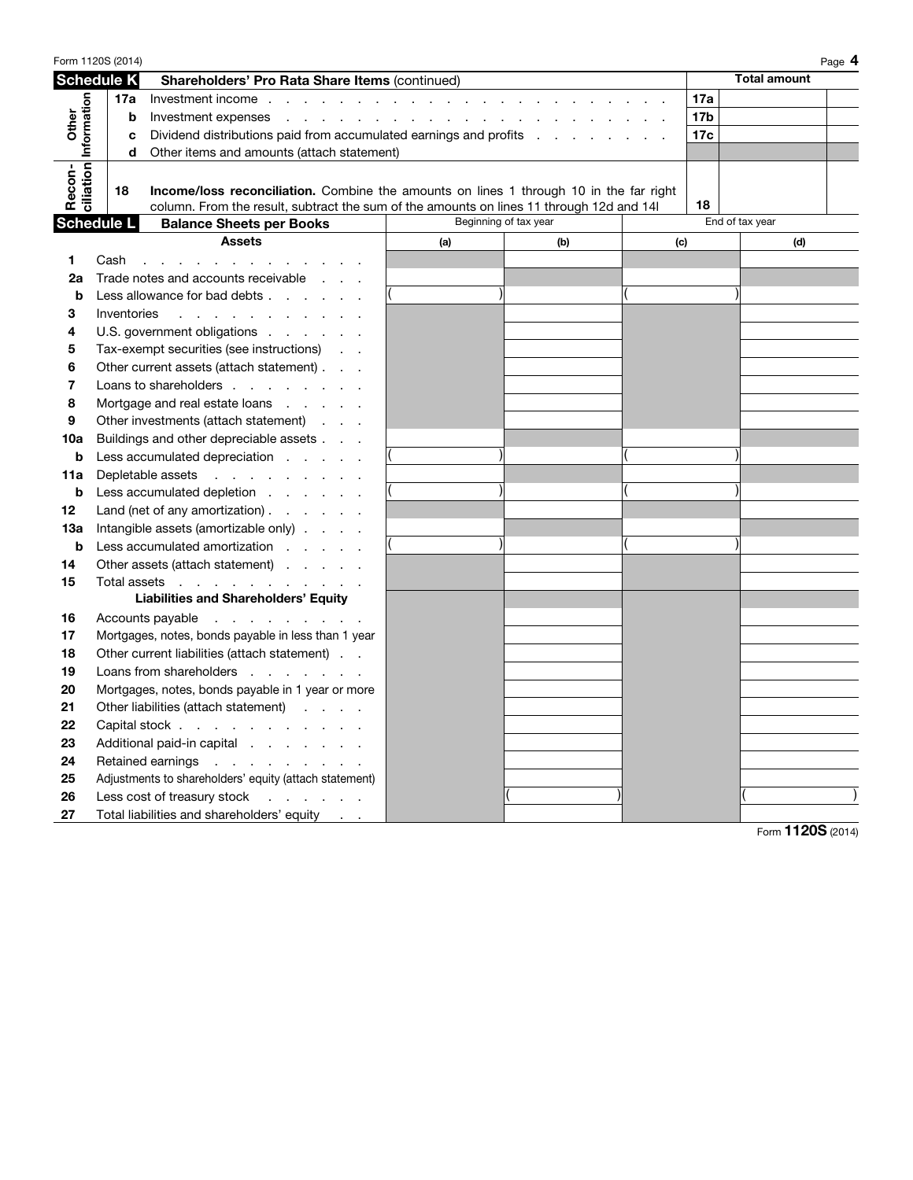## Schedule K — Shareholders' Pro Rata Share Items (continued)

| | | | | Total amount |
|---|---|---|---|---|
| Other Information | 17a | Investment income | 17a | |
| | b | Investment expenses | 17b | |
| | c | Dividend distributions paid from accumulated earnings and profits | 17c | |
| | d | Other items and amounts (attach statement) | | |
| Recon­ciliation | 18 | **Income/loss reconciliation.** Combine the amounts on lines 1 through 10 in the far right column. From the result, subtract the sum of the amounts on lines 11 through 12d and 14l | 18 | |

## Schedule L — Balance Sheets per Books

| | | Beginning of tax year | | End of tax year | |
|---|---|---|---|---|---|
| | **Assets** | (a) | (b) | (c) | (d) |
| 1 | Cash | | | | |
| 2a | Trade notes and accounts receivable | | | | |
| b | Less allowance for bad debts | ( ) | | ( ) | |
| 3 | Inventories | | | | |
| 4 | U.S. government obligations | | | | |
| 5 | Tax-exempt securities (see instructions) | | | | |
| 6 | Other current assets (attach statement) | | | | |
| 7 | Loans to shareholders | | | | |
| 8 | Mortgage and real estate loans | | | | |
| 9 | Other investments (attach statement) | | | | |
| 10a | Buildings and other depreciable assets | | | | |
| b | Less accumulated depreciation | ( ) | | ( ) | |
| 11a | Depletable assets | | | | |
| b | Less accumulated depletion | ( ) | | ( ) | |
| 12 | Land (net of any amortization) | | | | |
| 13a | Intangible assets (amortizable only) | | | | |
| b | Less accumulated amortization | ( ) | | ( ) | |
| 14 | Other assets (attach statement) | | | | |
| 15 | Total assets | | | | |
| | **Liabilities and Shareholders' Equity** | | | | |
| 16 | Accounts payable | | | | |
| 17 | Mortgages, notes, bonds payable in less than 1 year | | | | |
| 18 | Other current liabilities (attach statement) | | | | |
| 19 | Loans from shareholders | | | | |
| 20 | Mortgages, notes, bonds payable in 1 year or more | | | | |
| 21 | Other liabilities (attach statement) | | | | |
| 22 | Capital stock | | | | |
| 23 | Additional paid-in capital | | | | |
| 24 | Retained earnings | | | | |
| 25 | Adjustments to shareholders' equity (attach statement) | | | | |
| 26 | Less cost of treasury stock | | ( ) | | ( ) |
| 27 | Total liabilities and shareholders' equity | | | | |

Form **1120S** (2014)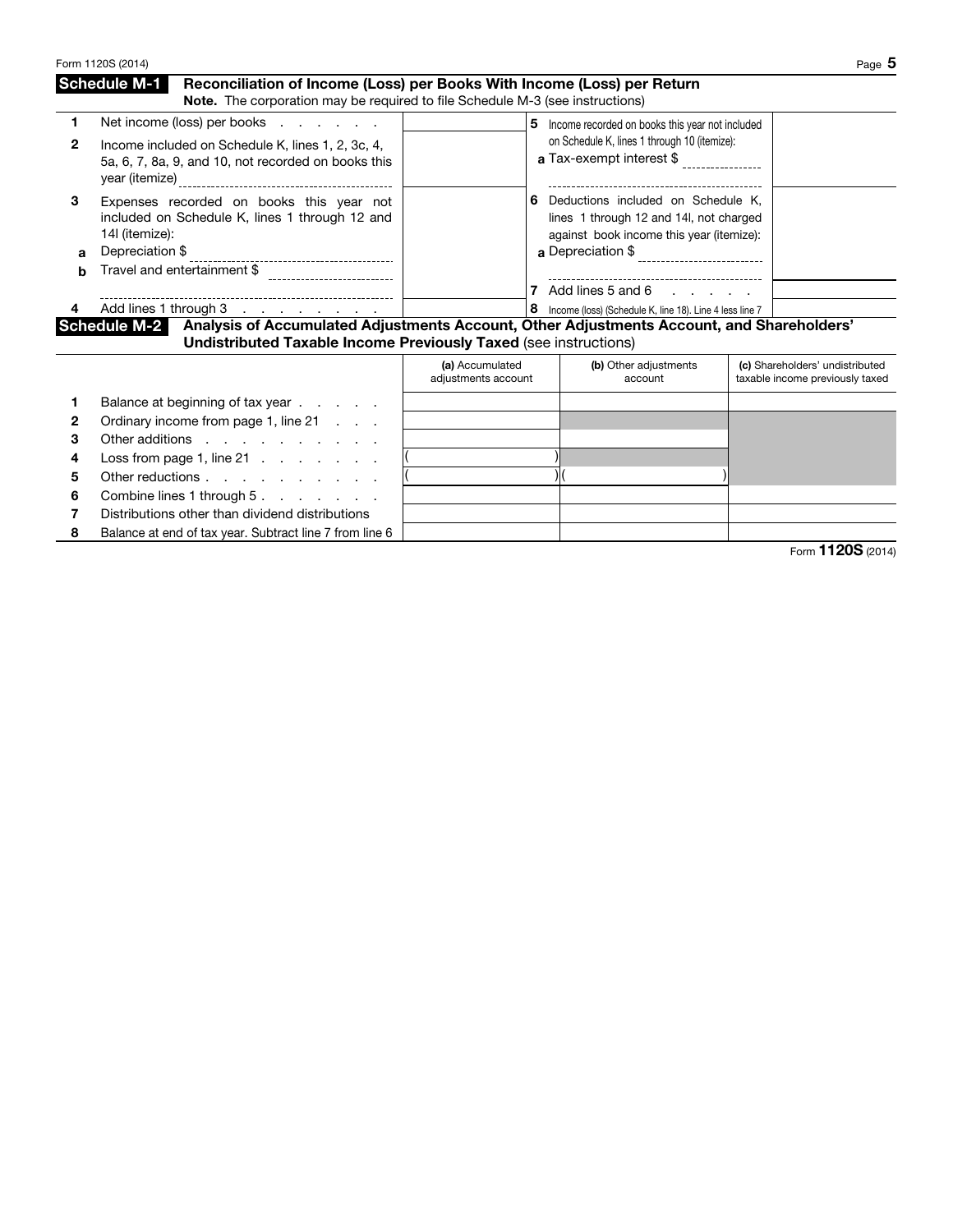## Schedule M-1 Reconciliation of Income (Loss) per Books With Income (Loss) per Return

**Note.** The corporation may be required to file Schedule M-3 (see instructions)

| | | | | | |
|---|---|---|---|---|---|
| 1 | Net income (loss) per books | | 5 | Income recorded on books this year not included on Schedule K, lines 1 through 10 (itemize): | |
| 2 | Income included on Schedule K, lines 1, 2, 3c, 4, 5a, 6, 7, 8a, 9, and 10, not recorded on books this year (itemize) | | a | Tax-exempt interest $ | |
| 3 | Expenses recorded on books this year not included on Schedule K, lines 1 through 12 and 14l (itemize): | | 6 | Deductions included on Schedule K, lines 1 through 12 and 14l, not charged against book income this year (itemize): | |
| a | Depreciation $ | | a | Depreciation $ | |
| b | Travel and entertainment $ | | 7 | Add lines 5 and 6 | |
| 4 | Add lines 1 through 3 | | 8 | Income (loss) (Schedule K, line 18). Line 4 less line 7 | |

## Schedule M-2 Analysis of Accumulated Adjustments Account, Other Adjustments Account, and Shareholders' Undistributed Taxable Income Previously Taxed (see instructions)

| | | (a) Accumulated adjustments account | (b) Other adjustments account | (c) Shareholders' undistributed taxable income previously taxed |
|---|---|---|---|---|
| 1 | Balance at beginning of tax year | | | |
| 2 | Ordinary income from page 1, line 21 | | | |
| 3 | Other additions | | | |
| 4 | Loss from page 1, line 21 | ( ) | | |
| 5 | Other reductions | ( ) | ( ) | |
| 6 | Combine lines 1 through 5 | | | |
| 7 | Distributions other than dividend distributions | | | |
| 8 | Balance at end of tax year. Subtract line 7 from line 6 | | | |

Form **1120S** (2014)